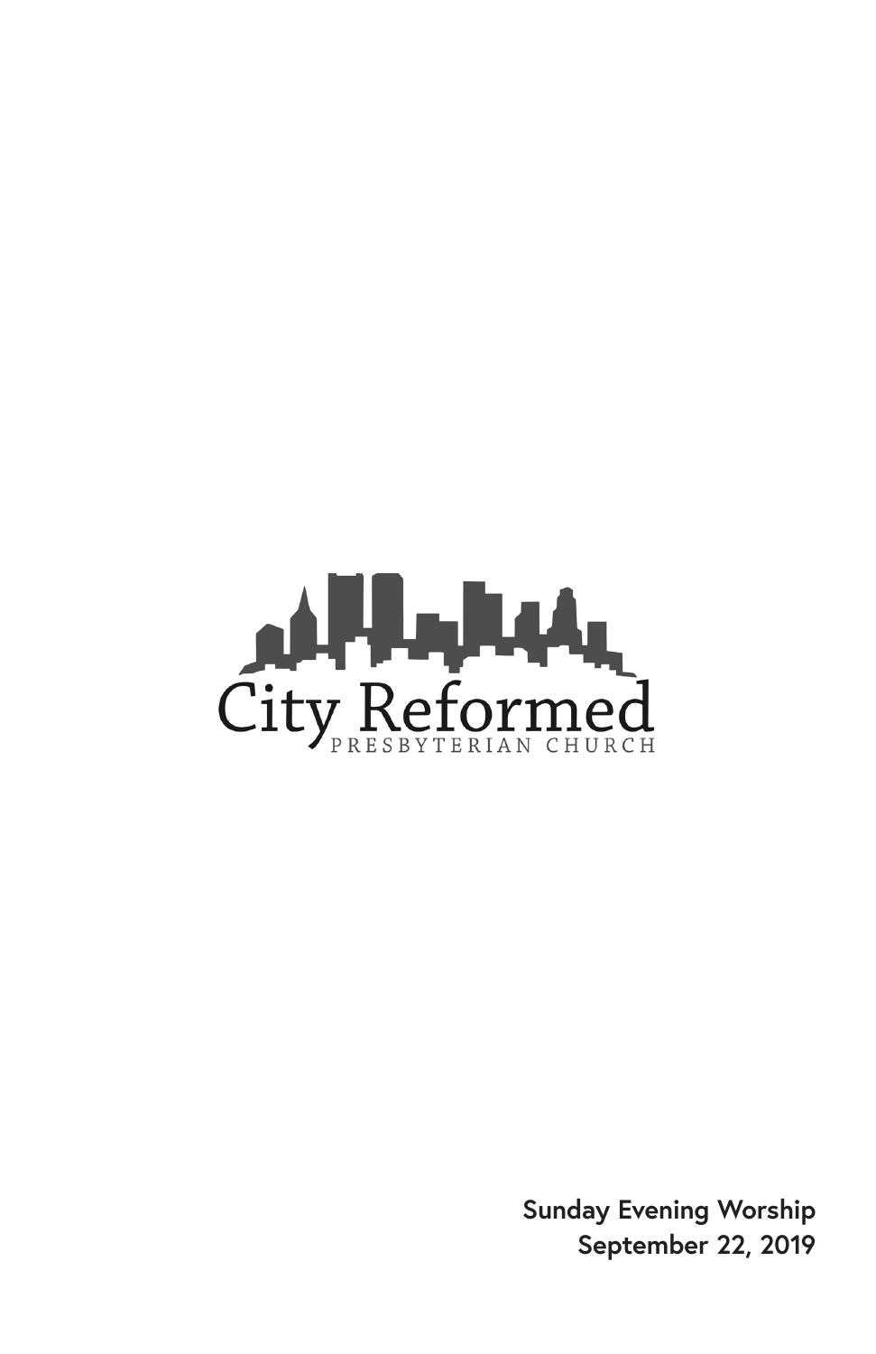City Reformed

PRESBYTERIAN CHURCH

**Sunday Evening Worship**
**September 22, 2019**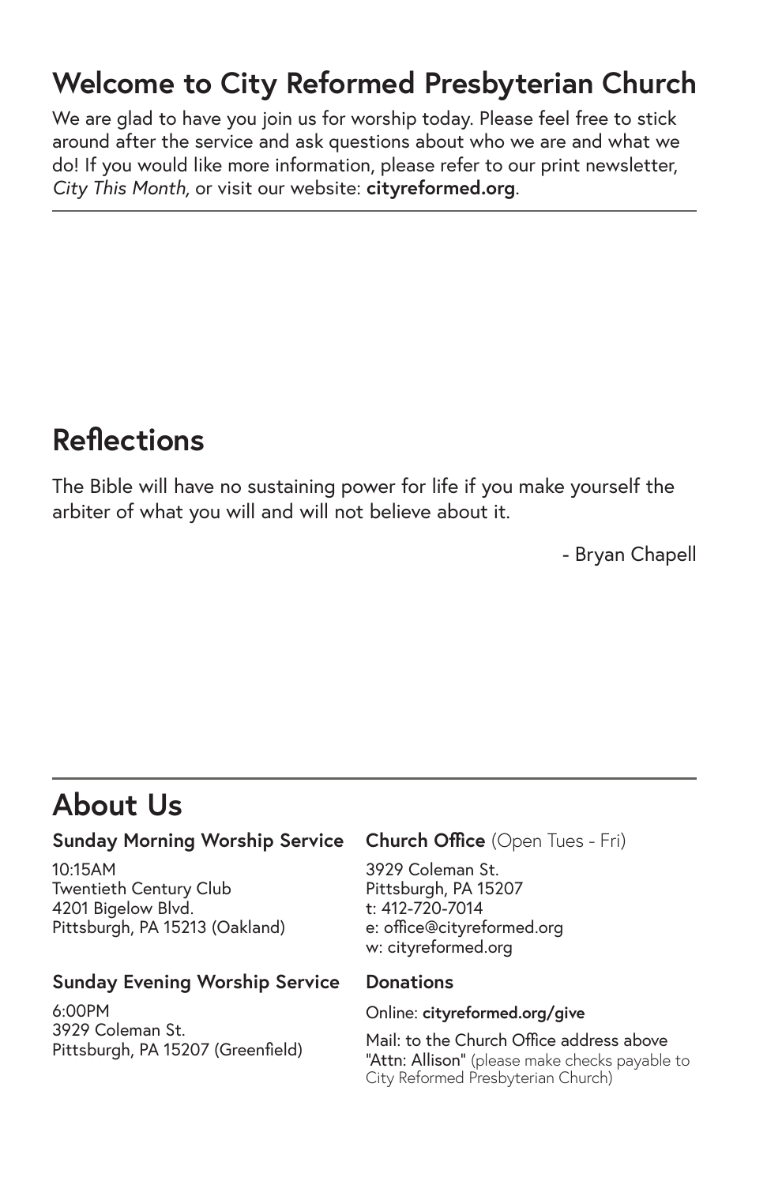## Welcome to City Reformed Presbyterian Church

We are glad to have you join us for worship today. Please feel free to stick around after the service and ask questions about who we are and what we do! If you would like more information, please refer to our print newsletter, *City This Month,* or visit our website: **cityreformed.org**.

---

## Reflections

The Bible will have no sustaining power for life if you make yourself the arbiter of what you will and will not believe about it.

- Bryan Chapell

---

## About Us

### Sunday Morning Worship Service

10:15AM
Twentieth Century Club
4201 Bigelow Blvd.
Pittsburgh, PA 15213 (Oakland)

### Sunday Evening Worship Service

6:00PM
3929 Coleman St.
Pittsburgh, PA 15207 (Greenfield)

### Church Office (Open Tues - Fri)

3929 Coleman St.
Pittsburgh, PA 15207
t: 412-720-7014
e: office@cityreformed.org
w: cityreformed.org

### Donations

Online: **cityreformed.org/give**

Mail: to the Church Office address above "Attn: Allison" (please make checks payable to City Reformed Presbyterian Church)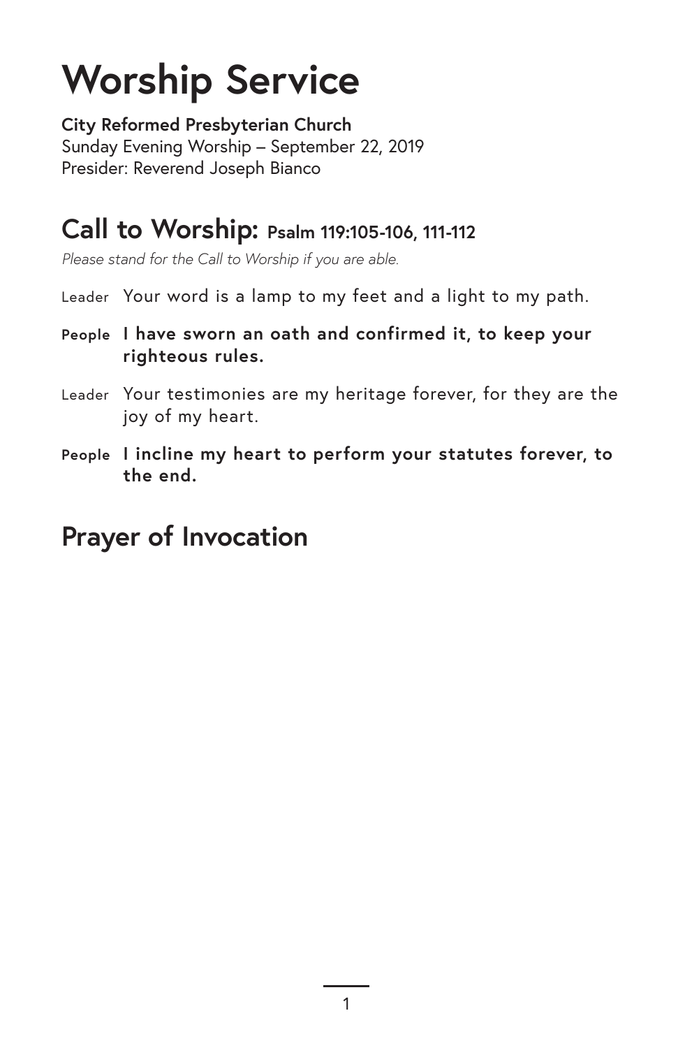# Worship Service

**City Reformed Presbyterian Church**
Sunday Evening Worship – September 22, 2019
Presider: Reverend Joseph Bianco

## Call to Worship: Psalm 119:105-106, 111-112

*Please stand for the Call to Worship if you are able.*

Leader Your word is a lamp to my feet and a light to my path.

**People I have sworn an oath and confirmed it, to keep your righteous rules.**

Leader Your testimonies are my heritage forever, for they are the joy of my heart.

**People I incline my heart to perform your statutes forever, to the end.**

## Prayer of Invocation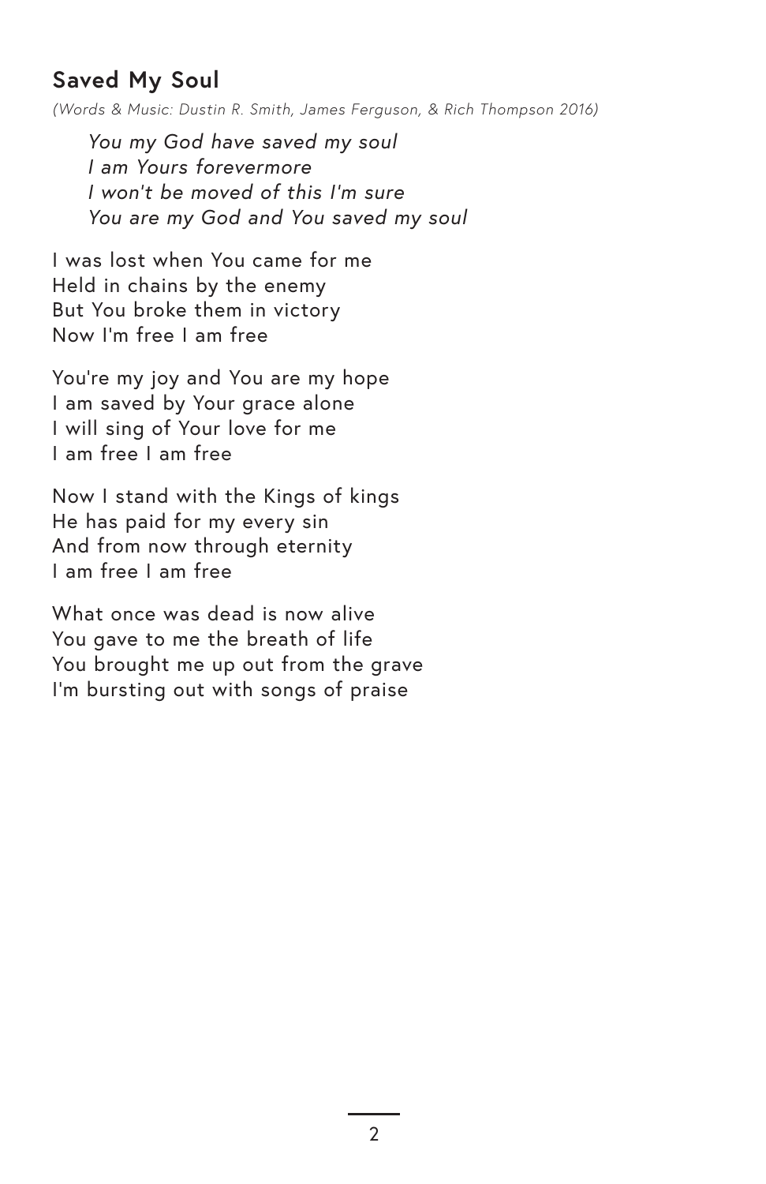## Saved My Soul

*(Words & Music: Dustin R. Smith, James Ferguson, & Rich Thompson 2016)*

*You my God have saved my soul*
*I am Yours forevermore*
*I won't be moved of this I'm sure*
*You are my God and You saved my soul*

I was lost when You came for me
Held in chains by the enemy
But You broke them in victory
Now I'm free I am free

You're my joy and You are my hope
I am saved by Your grace alone
I will sing of Your love for me
I am free I am free

Now I stand with the Kings of kings
He has paid for my every sin
And from now through eternity
I am free I am free

What once was dead is now alive
You gave to me the breath of life
You brought me up out from the grave
I'm bursting out with songs of praise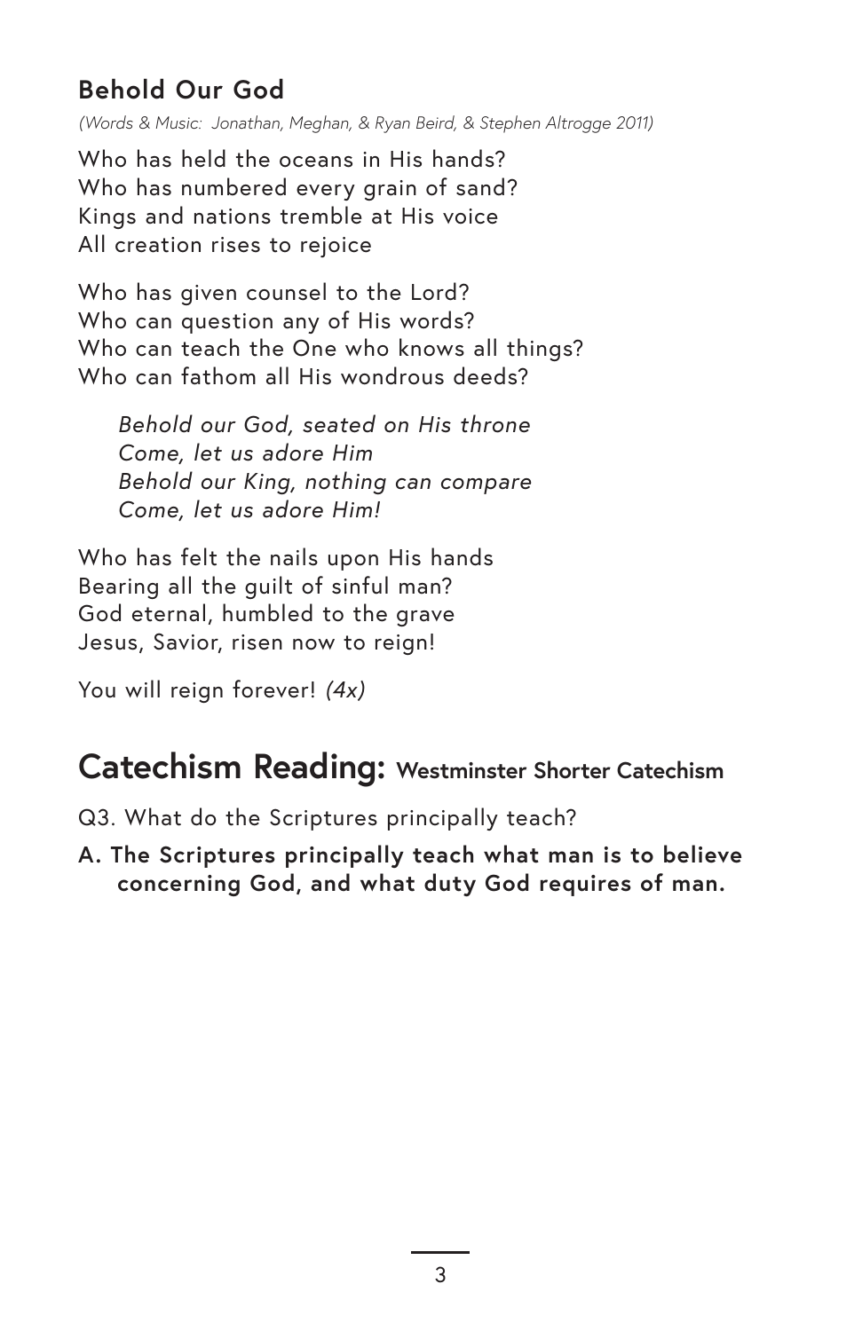### Behold Our God

*(Words & Music: Jonathan, Meghan, & Ryan Beird, & Stephen Altrogge 2011)*

Who has held the oceans in His hands?
Who has numbered every grain of sand?
Kings and nations tremble at His voice
All creation rises to rejoice

Who has given counsel to the Lord?
Who can question any of His words?
Who can teach the One who knows all things?
Who can fathom all His wondrous deeds?

> *Behold our God, seated on His throne*
> *Come, let us adore Him*
> *Behold our King, nothing can compare*
> *Come, let us adore Him!*

Who has felt the nails upon His hands
Bearing all the guilt of sinful man?
God eternal, humbled to the grave
Jesus, Savior, risen now to reign!

You will reign forever! *(4x)*

## Catechism Reading: Westminster Shorter Catechism

Q3. What do the Scriptures principally teach?

**A. The Scriptures principally teach what man is to believe concerning God, and what duty God requires of man.**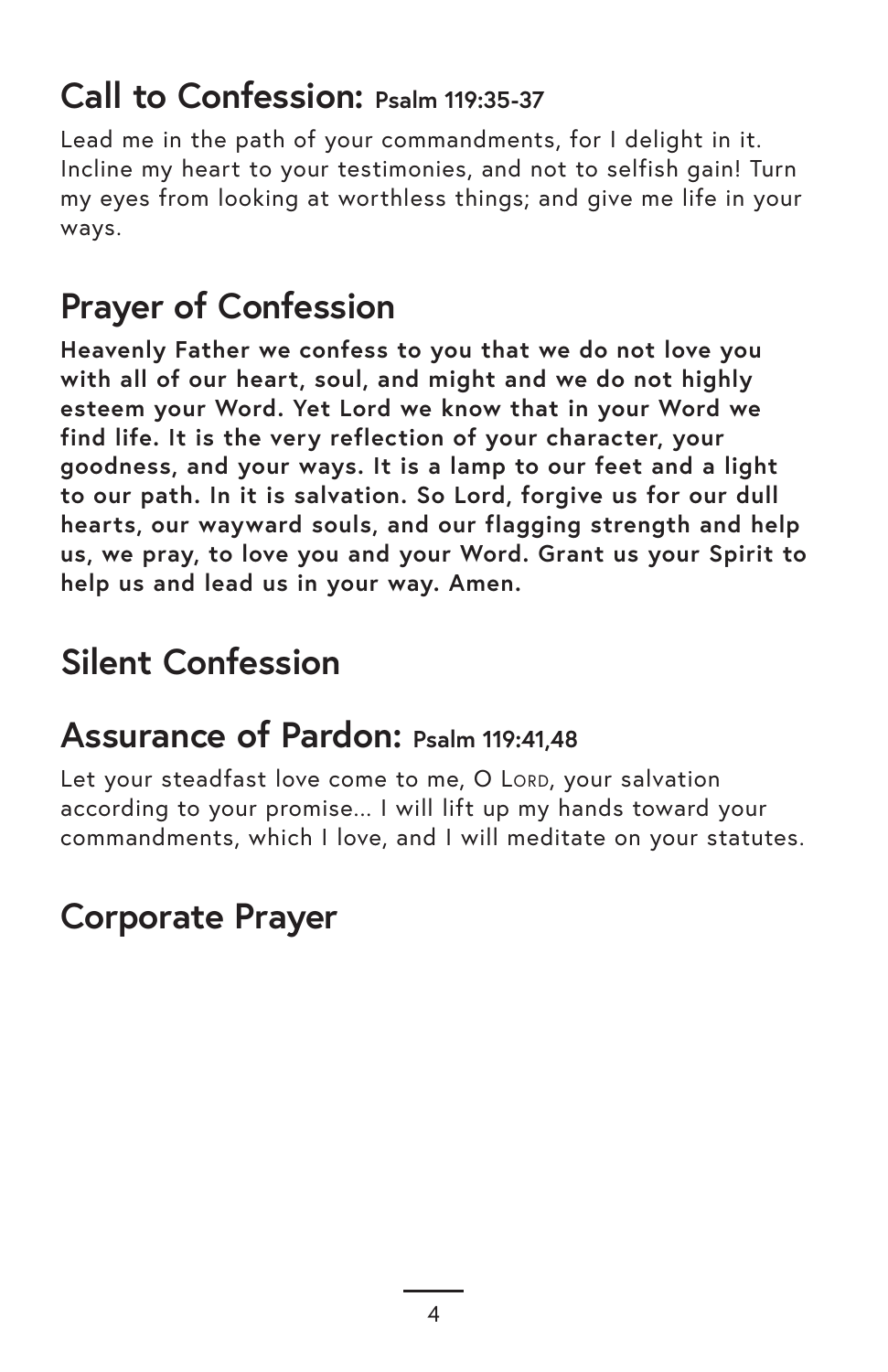## Call to Confession: Psalm 119:35-37

Lead me in the path of your commandments, for I delight in it. Incline my heart to your testimonies, and not to selfish gain! Turn my eyes from looking at worthless things; and give me life in your ways.

## Prayer of Confession

**Heavenly Father we confess to you that we do not love you with all of our heart, soul, and might and we do not highly esteem your Word. Yet Lord we know that in your Word we find life. It is the very reflection of your character, your goodness, and your ways. It is a lamp to our feet and a light to our path. In it is salvation. So Lord, forgive us for our dull hearts, our wayward souls, and our flagging strength and help us, we pray, to love you and your Word. Grant us your Spirit to help us and lead us in your way. Amen.**

## Silent Confession

## Assurance of Pardon: Psalm 119:41,48

Let your steadfast love come to me, O Lord, your salvation according to your promise... I will lift up my hands toward your commandments, which I love, and I will meditate on your statutes.

## Corporate Prayer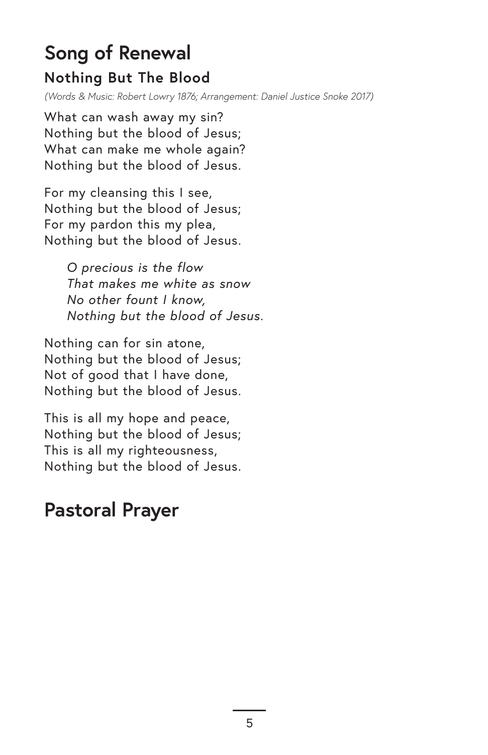# Song of Renewal

## Nothing But The Blood

*(Words & Music: Robert Lowry 1876; Arrangement: Daniel Justice Snoke 2017)*

What can wash away my sin?
Nothing but the blood of Jesus;
What can make me whole again?
Nothing but the blood of Jesus.

For my cleansing this I see,
Nothing but the blood of Jesus;
For my pardon this my plea,
Nothing but the blood of Jesus.

> *O precious is the flow*
> *That makes me white as snow*
> *No other fount I know,*
> *Nothing but the blood of Jesus.*

Nothing can for sin atone,
Nothing but the blood of Jesus;
Not of good that I have done,
Nothing but the blood of Jesus.

This is all my hope and peace,
Nothing but the blood of Jesus;
This is all my righteousness,
Nothing but the blood of Jesus.

# Pastoral Prayer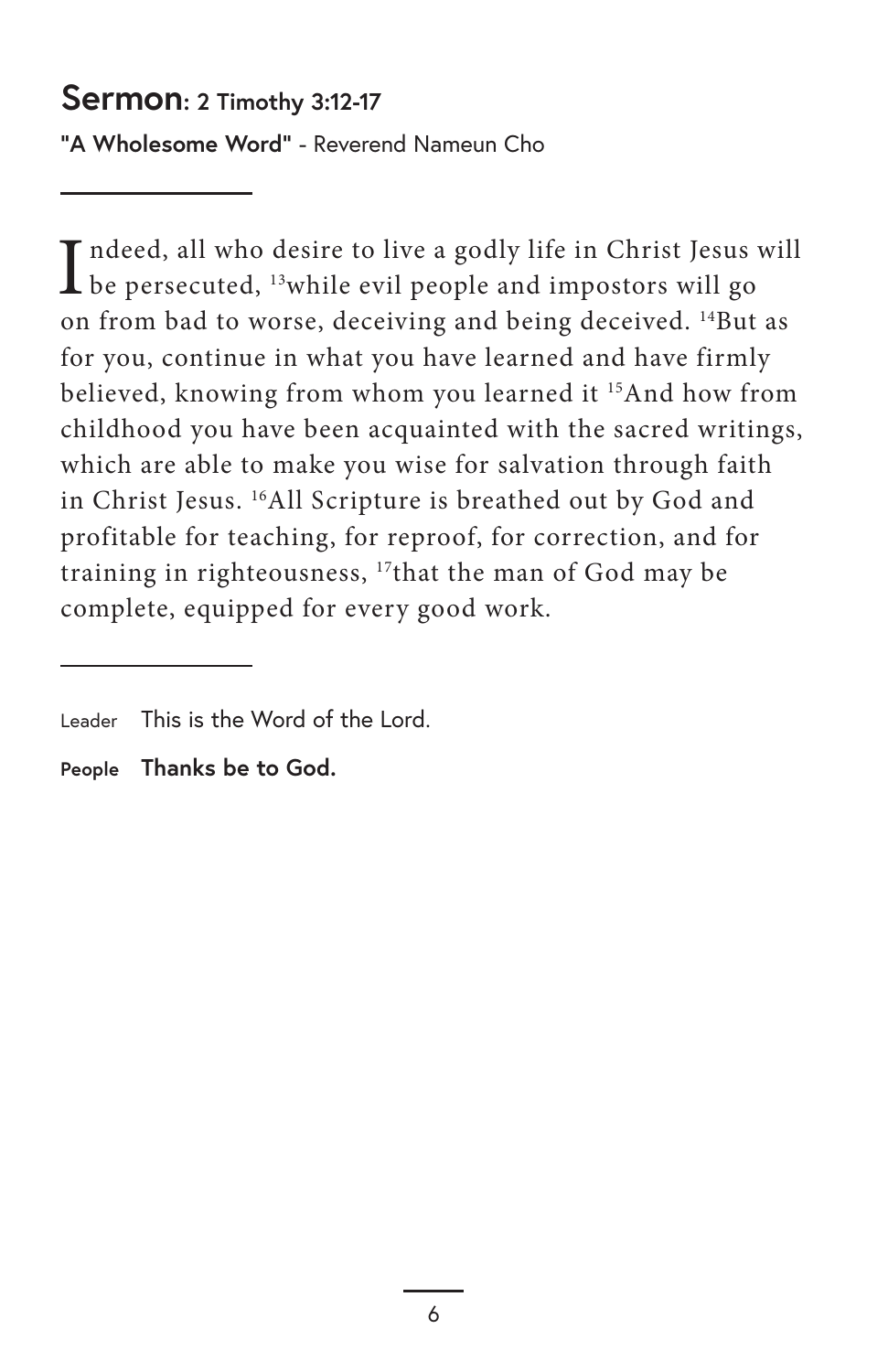## Sermon: 2 Timothy 3:12-17

**"A Wholesome Word"** - Reverend Nameun Cho

---

Indeed, all who desire to live a godly life in Christ Jesus will be persecuted, [13]while evil people and impostors will go on from bad to worse, deceiving and being deceived. [14]But as for you, continue in what you have learned and have firmly believed, knowing from whom you learned it [15]And how from childhood you have been acquainted with the sacred writings, which are able to make you wise for salvation through faith in Christ Jesus. [16]All Scripture is breathed out by God and profitable for teaching, for reproof, for correction, and for training in righteousness, [17]that the man of God may be complete, equipped for every good work.

---

Leader  This is the Word of the Lord.

**People  Thanks be to God.**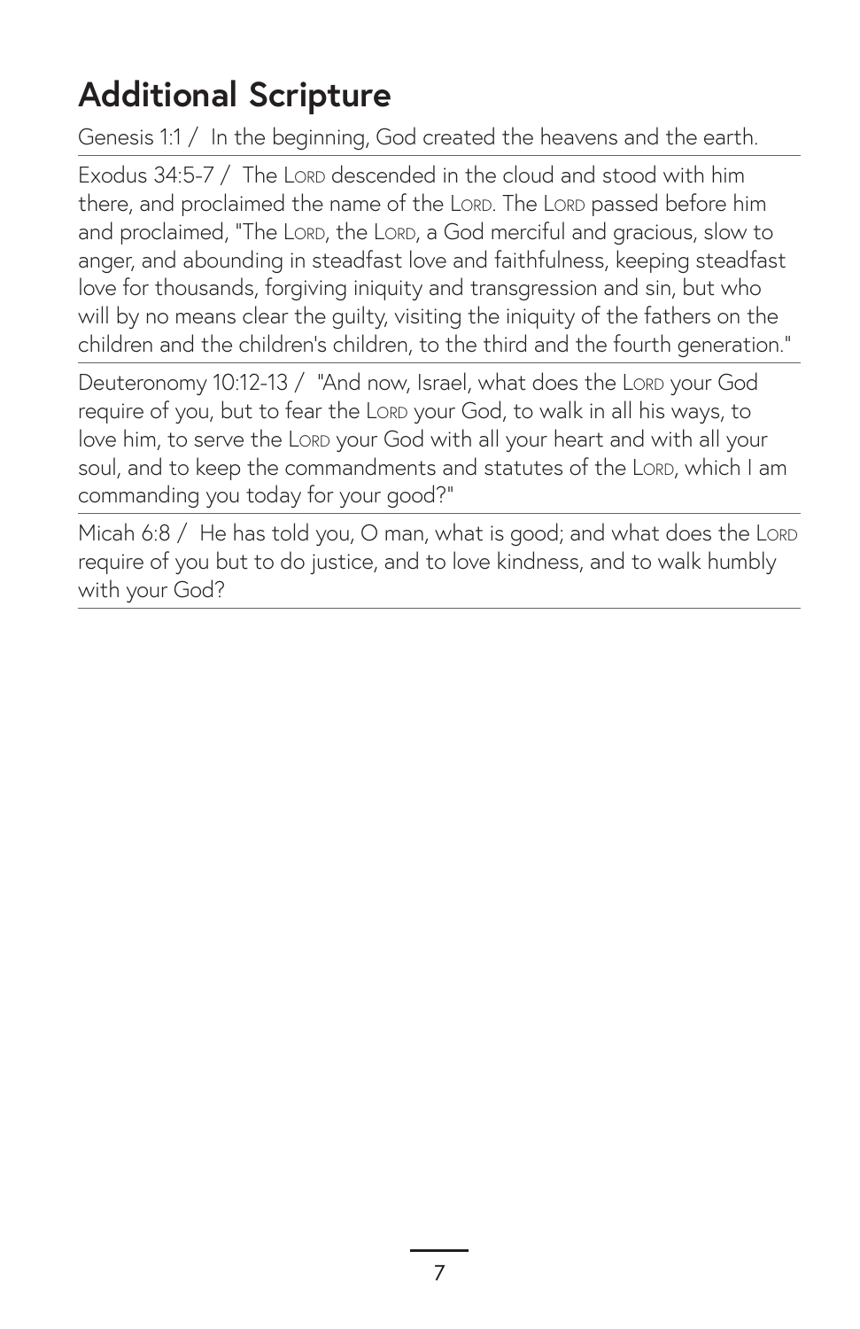# Additional Scripture

Genesis 1:1 / In the beginning, God created the heavens and the earth.

Exodus 34:5-7 / The LORD descended in the cloud and stood with him there, and proclaimed the name of the LORD. The LORD passed before him and proclaimed, "The LORD, the LORD, a God merciful and gracious, slow to anger, and abounding in steadfast love and faithfulness, keeping steadfast love for thousands, forgiving iniquity and transgression and sin, but who will by no means clear the guilty, visiting the iniquity of the fathers on the children and the children's children, to the third and the fourth generation."

Deuteronomy 10:12-13 / "And now, Israel, what does the LORD your God require of you, but to fear the LORD your God, to walk in all his ways, to love him, to serve the LORD your God with all your heart and with all your soul, and to keep the commandments and statutes of the LORD, which I am commanding you today for your good?"

Micah 6:8 / He has told you, O man, what is good; and what does the LORD require of you but to do justice, and to love kindness, and to walk humbly with your God?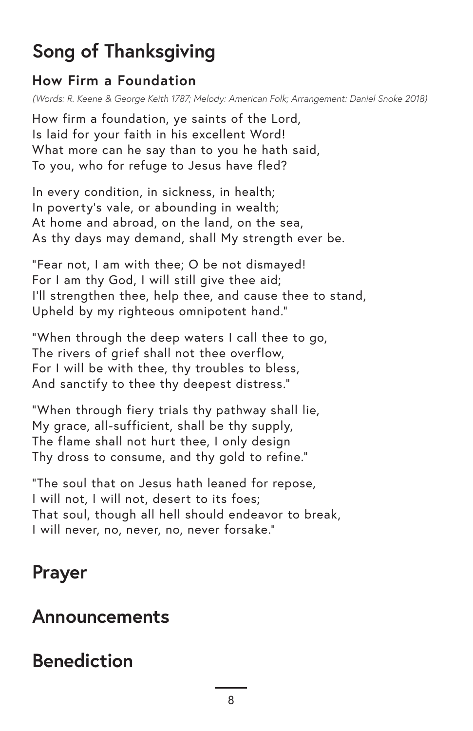# Song of Thanksgiving

## How Firm a Foundation

*(Words: R. Keene & George Keith 1787; Melody: American Folk; Arrangement: Daniel Snoke 2018)*

How firm a foundation, ye saints of the Lord,  
Is laid for your faith in his excellent Word!  
What more can he say than to you he hath said,  
To you, who for refuge to Jesus have fled?

In every condition, in sickness, in health;  
In poverty's vale, or abounding in wealth;  
At home and abroad, on the land, on the sea,  
As thy days may demand, shall My strength ever be.

"Fear not, I am with thee; O be not dismayed!  
For I am thy God, I will still give thee aid;  
I'll strengthen thee, help thee, and cause thee to stand,  
Upheld by my righteous omnipotent hand."

"When through the deep waters I call thee to go,  
The rivers of grief shall not thee overflow,  
For I will be with thee, thy troubles to bless,  
And sanctify to thee thy deepest distress."

"When through fiery trials thy pathway shall lie,  
My grace, all-sufficient, shall be thy supply,  
The flame shall not hurt thee, I only design  
Thy dross to consume, and thy gold to refine."

"The soul that on Jesus hath leaned for repose,  
I will not, I will not, desert to its foes;  
That soul, though all hell should endeavor to break,  
I will never, no, never, no, never forsake."

# Prayer

# Announcements

# Benediction